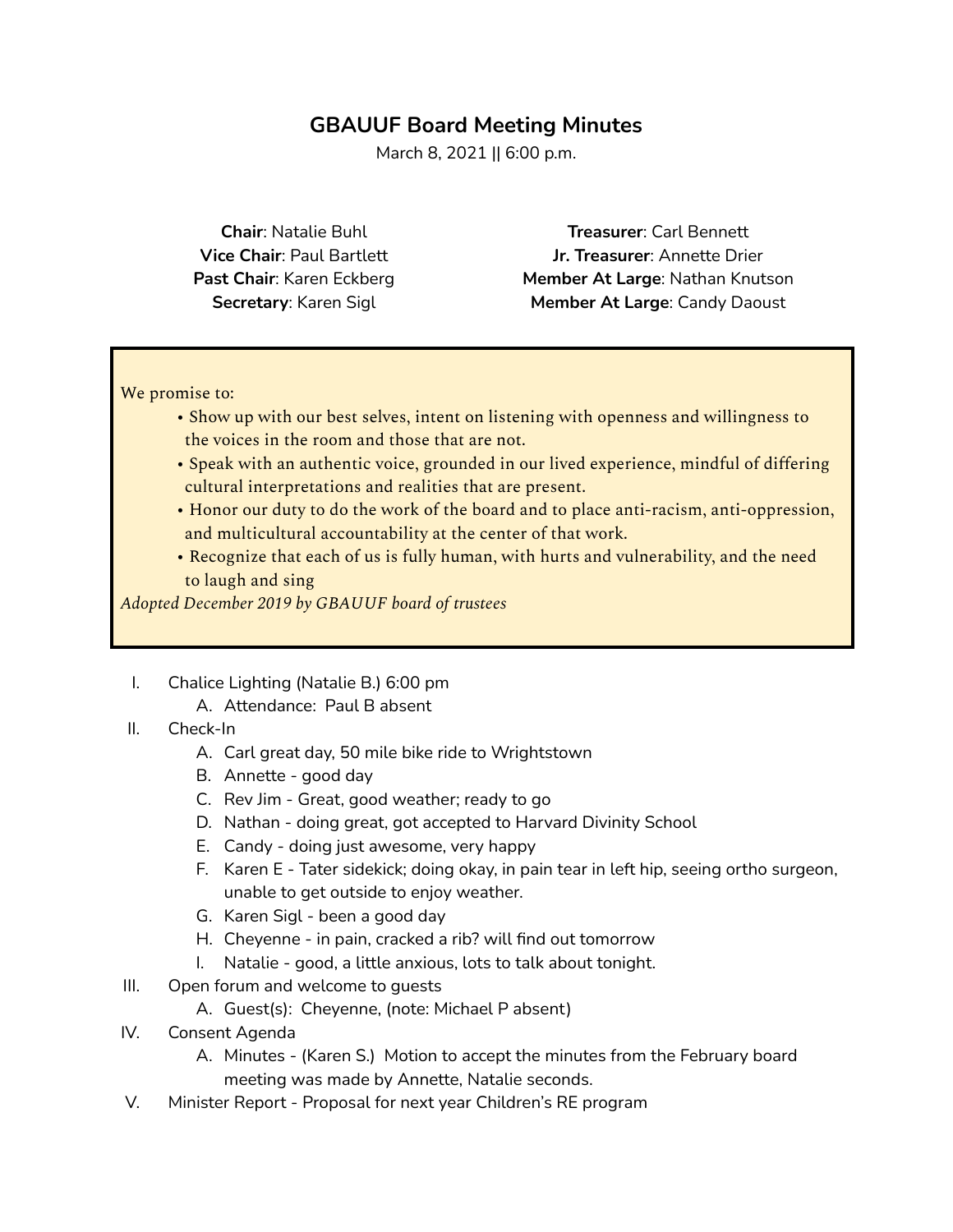# GBAUUF Board Meeting Minutes

March 8, 2021 || 6:00 p.m.

**Chair**: Natalie Buhl
**Vice Chair**: Paul Bartlett
**Past Chair**: Karen Eckberg
**Secretary**: Karen Sigl

**Treasurer**: Carl Bennett
**Jr. Treasurer**: Annette Drier
**Member At Large**: Nathan Knutson
**Member At Large**: Candy Daoust

> We promise to:
>
> - Show up with our best selves, intent on listening with openness and willingness to the voices in the room and those that are not.
> - Speak with an authentic voice, grounded in our lived experience, mindful of differing cultural interpretations and realities that are present.
> - Honor our duty to do the work of the board and to place anti-racism, anti-oppression, and multicultural accountability at the center of that work.
> - Recognize that each of us is fully human, with hurts and vulnerability, and the need to laugh and sing
>
> *Adopted December 2019 by GBAUUF board of trustees*

I. Chalice Lighting (Natalie B.) 6:00 pm
   A. Attendance: Paul B absent

II. Check-In
   A. Carl great day, 50 mile bike ride to Wrightstown
   B. Annette - good day
   C. Rev Jim - Great, good weather; ready to go
   D. Nathan - doing great, got accepted to Harvard Divinity School
   E. Candy - doing just awesome, very happy
   F. Karen E - Tater sidekick; doing okay, in pain tear in left hip, seeing ortho surgeon, unable to get outside to enjoy weather.
   G. Karen Sigl - been a good day
   H. Cheyenne - in pain, cracked a rib? will find out tomorrow
   I. Natalie - good, a little anxious, lots to talk about tonight.

III. Open forum and welcome to guests
   A. Guest(s): Cheyenne, (note: Michael P absent)

IV. Consent Agenda
   A. Minutes - (Karen S.) Motion to accept the minutes from the February board meeting was made by Annette, Natalie seconds.

V. Minister Report - Proposal for next year Children's RE program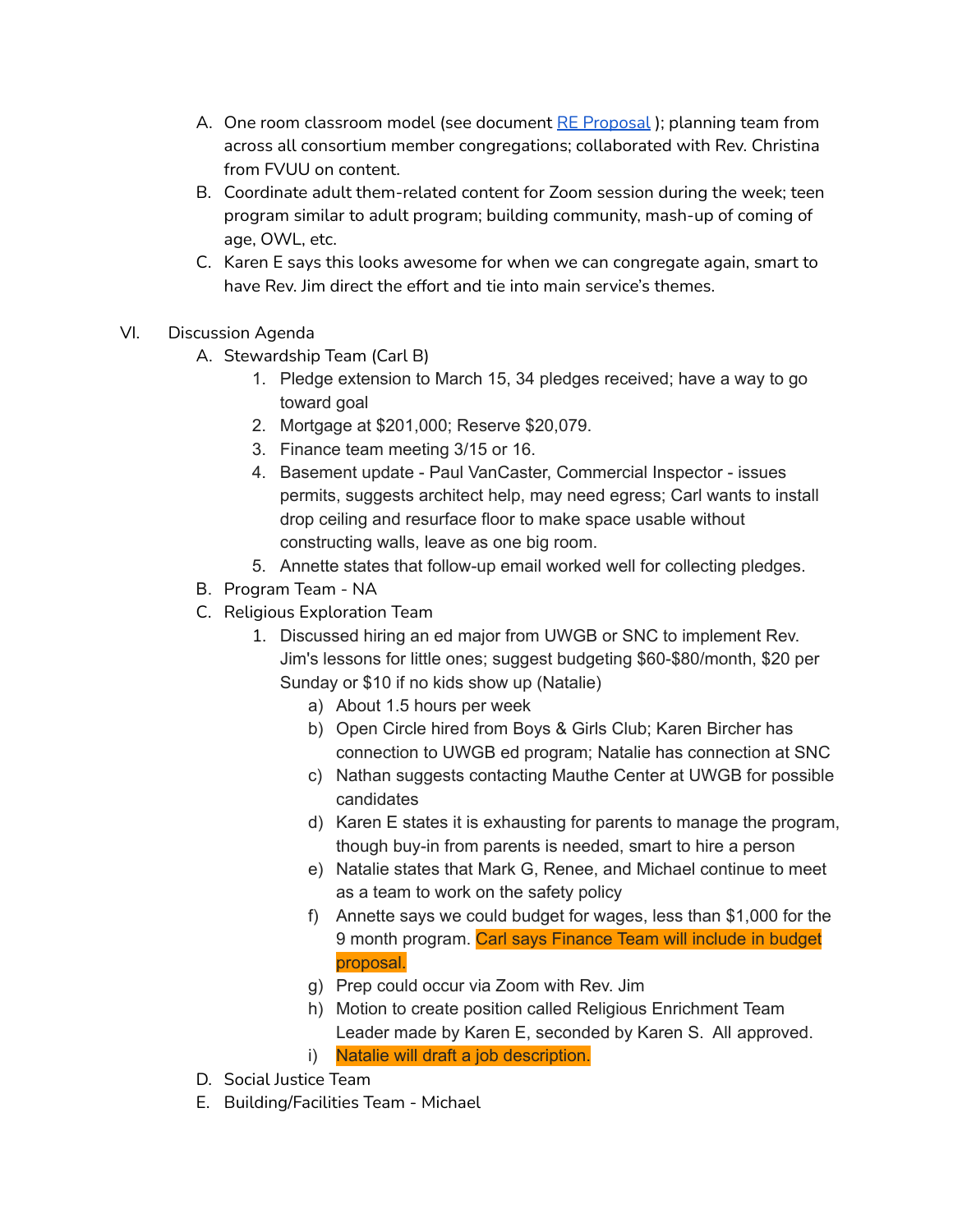A. One room classroom model (see document [RE Proposal](#) ); planning team from across all consortium member congregations; collaborated with Rev. Christina from FVUU on content.
B. Coordinate adult them-related content for Zoom session during the week; teen program similar to adult program; building community, mash-up of coming of age, OWL, etc.
C. Karen E says this looks awesome for when we can congregate again, smart to have Rev. Jim direct the effort and tie into main service's themes.

VI. Discussion Agenda

A. Stewardship Team (Carl B)
   1. Pledge extension to March 15, 34 pledges received; have a way to go toward goal
   2. Mortgage at $201,000; Reserve $20,079.
   3. Finance team meeting 3/15 or 16.
   4. Basement update - Paul VanCaster, Commercial Inspector - issues permits, suggests architect help, may need egress; Carl wants to install drop ceiling and resurface floor to make space usable without constructing walls, leave as one big room.
   5. Annette states that follow-up email worked well for collecting pledges.

B. Program Team - NA

C. Religious Exploration Team
   1. Discussed hiring an ed major from UWGB or SNC to implement Rev. Jim's lessons for little ones; suggest budgeting $60-$80/month, $20 per Sunday or $10 if no kids show up (Natalie)
      a) About 1.5 hours per week
      b) Open Circle hired from Boys & Girls Club; Karen Bircher has connection to UWGB ed program; Natalie has connection at SNC
      c) Nathan suggests contacting Mauthe Center at UWGB for possible candidates
      d) Karen E states it is exhausting for parents to manage the program, though buy-in from parents is needed, smart to hire a person
      e) Natalie states that Mark G, Renee, and Michael continue to meet as a team to work on the safety policy
      f) Annette says we could budget for wages, less than $1,000 for the 9 month program. Carl says Finance Team will include in budget proposal.
      g) Prep could occur via Zoom with Rev. Jim
      h) Motion to create position called Religious Enrichment Team Leader made by Karen E, seconded by Karen S. All approved.
      i) Natalie will draft a job description.

D. Social Justice Team

E. Building/Facilities Team - Michael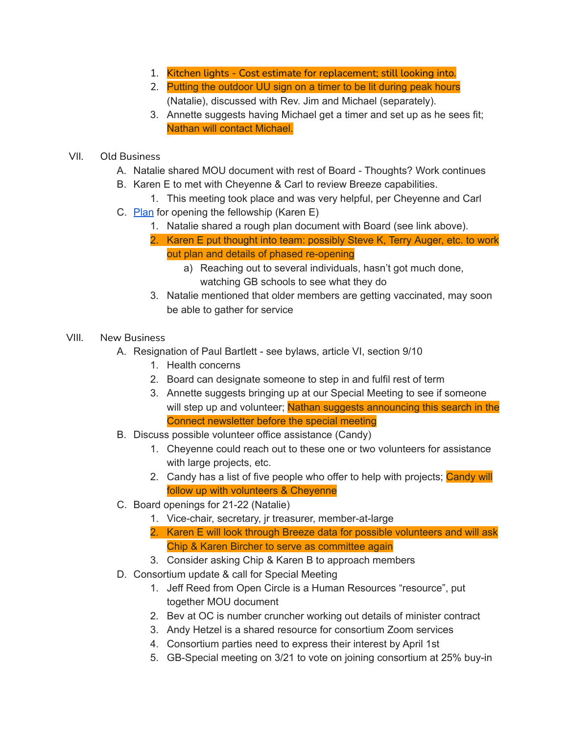1. Kitchen lights - Cost estimate for replacement; still looking into.
2. Putting the outdoor UU sign on a timer to be lit during peak hours (Natalie), discussed with Rev. Jim and Michael (separately).
3. Annette suggests having Michael get a timer and set up as he sees fit; Nathan will contact Michael.

VII. Old Business

A. Natalie shared MOU document with rest of Board - Thoughts? Work continues

B. Karen E to met with Cheyenne & Carl to review Breeze capabilities.
   1. This meeting took place and was very helpful, per Cheyenne and Carl

C. [Plan](#) for opening the fellowship (Karen E)
   1. Natalie shared a rough plan document with Board (see link above).
   2. Karen E put thought into team: possibly Steve K, Terry Auger, etc. to work out plan and details of phased re-opening
      a) Reaching out to several individuals, hasn't got much done, watching GB schools to see what they do
   3. Natalie mentioned that older members are getting vaccinated, may soon be able to gather for service

VIII. New Business

A. Resignation of Paul Bartlett - see bylaws, article VI, section 9/10
   1. Health concerns
   2. Board can designate someone to step in and fulfil rest of term
   3. Annette suggests bringing up at our Special Meeting to see if someone will step up and volunteer; Nathan suggests announcing this search in the Connect newsletter before the special meeting

B. Discuss possible volunteer office assistance (Candy)
   1. Cheyenne could reach out to these one or two volunteers for assistance with large projects, etc.
   2. Candy has a list of five people who offer to help with projects; Candy will follow up with volunteers & Cheyenne

C. Board openings for 21-22 (Natalie)
   1. Vice-chair, secretary, jr treasurer, member-at-large
   2. Karen E will look through Breeze data for possible volunteers and will ask Chip & Karen Bircher to serve as committee again
   3. Consider asking Chip & Karen B to approach members

D. Consortium update & call for Special Meeting
   1. Jeff Reed from Open Circle is a Human Resources "resource", put together MOU document
   2. Bev at OC is number cruncher working out details of minister contract
   3. Andy Hetzel is a shared resource for consortium Zoom services
   4. Consortium parties need to express their interest by April 1st
   5. GB-Special meeting on 3/21 to vote on joining consortium at 25% buy-in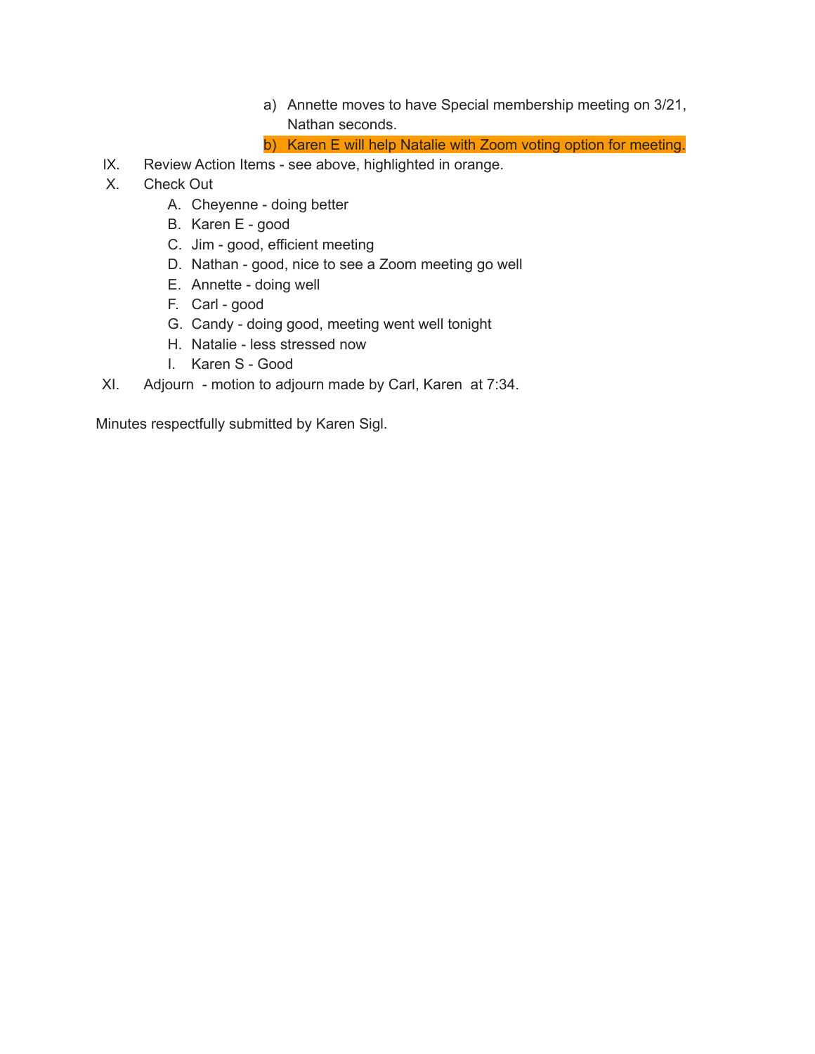a) Annette moves to have Special membership meeting on 3/21, Nathan seconds.
   b) Karen E will help Natalie with Zoom voting option for meeting.

IX. Review Action Items - see above, highlighted in orange.

X. Check Out
   A. Cheyenne - doing better
   B. Karen E - good
   C. Jim - good, efficient meeting
   D. Nathan - good, nice to see a Zoom meeting go well
   E. Annette - doing well
   F. Carl - good
   G. Candy - doing good, meeting went well tonight
   H. Natalie - less stressed now
   I. Karen S - Good

XI. Adjourn - motion to adjourn made by Carl, Karen at 7:34.

Minutes respectfully submitted by Karen Sigl.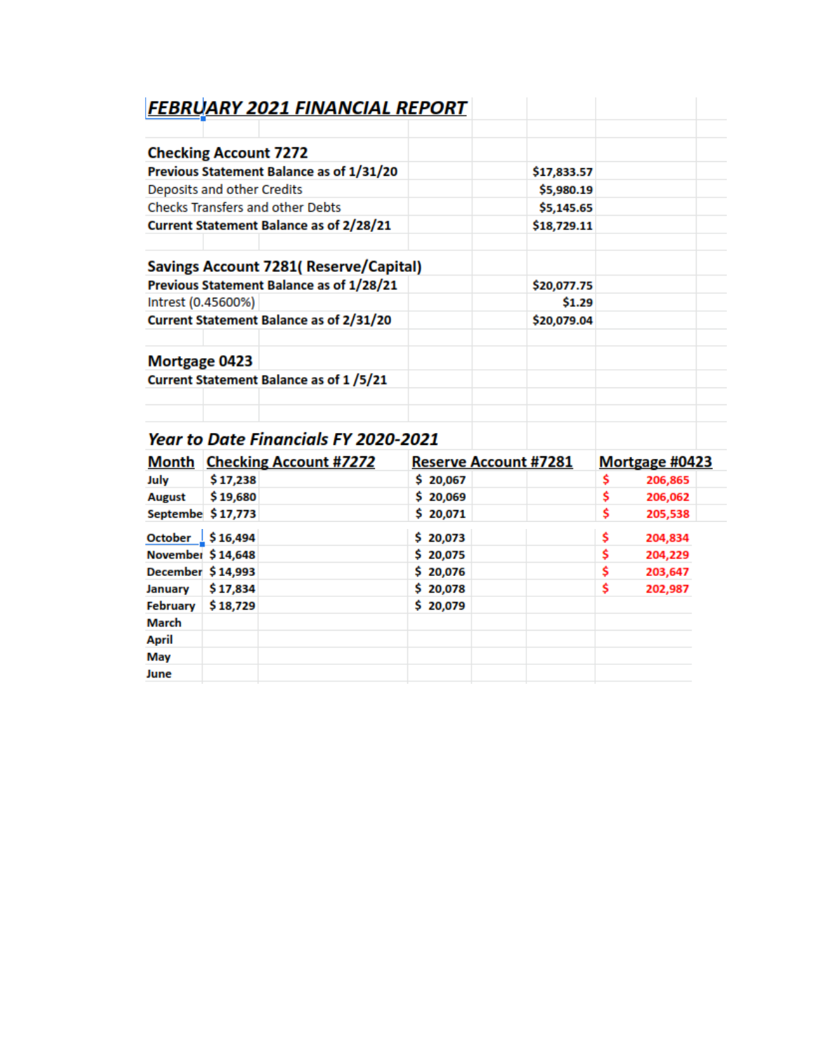## *FEBRUARY 2021 FINANCIAL REPORT*

### Checking Account 7272

| | |
|---|---|
| **Previous Statement Balance as of 1/31/20** | **$17,833.57** |
| Deposits and other Credits | **$5,980.19** |
| Checks Transfers and other Debts | **$5,145.65** |
| **Current Statement Balance as of 2/28/21** | **$18,729.11** |

### Savings Account 7281( Reserve/Capital)

| | |
|---|---|
| **Previous Statement Balance as of 1/28/21** | **$20,077.75** |
| Intrest (0.45600%) | **$1.29** |
| **Current Statement Balance as of 2/31/20** | **$20,079.04** |

### Mortgage 0423

**Current Statement Balance as of 1 /5/21**

## *Year to Date Financials FY 2020-2021*

| Month | Checking Account #7272 | Reserve Account #7281 | Mortgage #0423 |
|---|---|---|---|
| **July** | $ 17,238 | $ 20,067 | $ 206,865 |
| **August** | $ 19,680 | $ 20,069 | $ 206,062 |
| **Septembe** | $ 17,773 | $ 20,071 | $ 205,538 |
| **October** | $ 16,494 | $ 20,073 | $ 204,834 |
| **Novembei** | $ 14,648 | $ 20,075 | $ 204,229 |
| **December** | $ 14,993 | $ 20,076 | $ 203,647 |
| **January** | $ 17,834 | $ 20,078 | $ 202,987 |
| **February** | $ 18,729 | $ 20,079 | |
| **March** | | | |
| **April** | | | |
| **May** | | | |
| **June** | | | |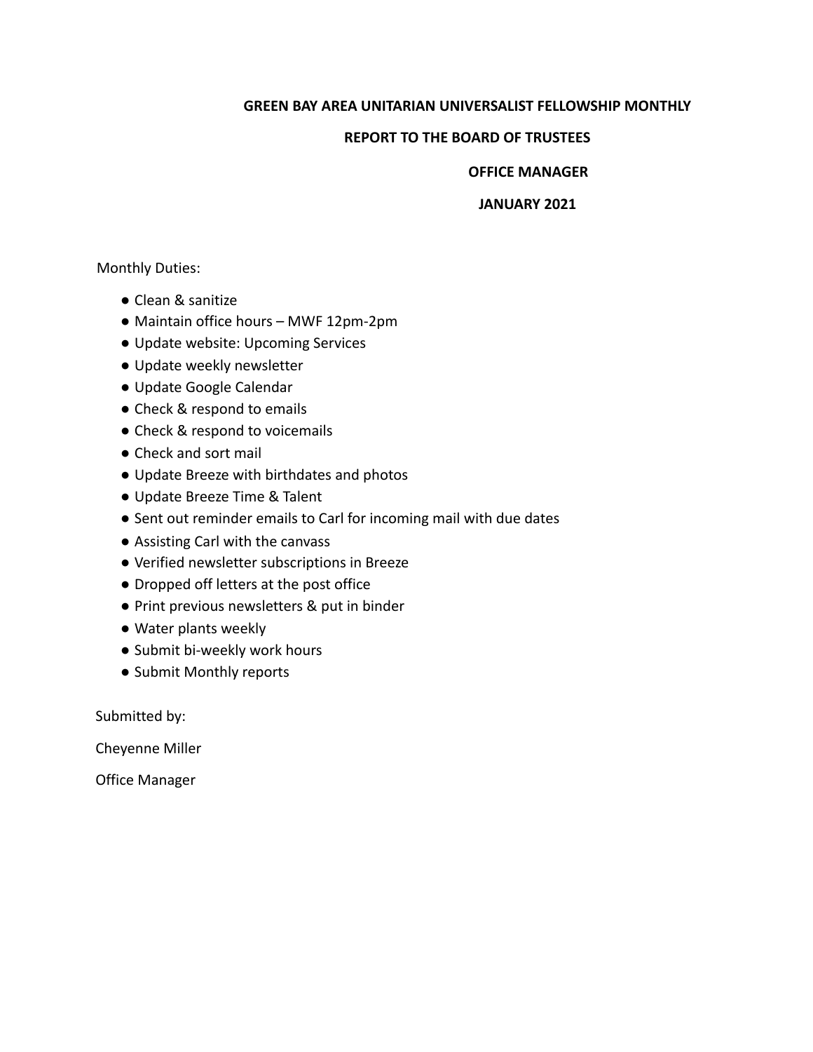**GREEN BAY AREA UNITARIAN UNIVERSALIST FELLOWSHIP MONTHLY**

**REPORT TO THE BOARD OF TRUSTEES**

**OFFICE MANAGER**

**JANUARY 2021**

Monthly Duties:

- Clean & sanitize
- Maintain office hours – MWF 12pm-2pm
- Update website: Upcoming Services
- Update weekly newsletter
- Update Google Calendar
- Check & respond to emails
- Check & respond to voicemails
- Check and sort mail
- Update Breeze with birthdates and photos
- Update Breeze Time & Talent
- Sent out reminder emails to Carl for incoming mail with due dates
- Assisting Carl with the canvass
- Verified newsletter subscriptions in Breeze
- Dropped off letters at the post office
- Print previous newsletters & put in binder
- Water plants weekly
- Submit bi-weekly work hours
- Submit Monthly reports

Submitted by:

Cheyenne Miller

Office Manager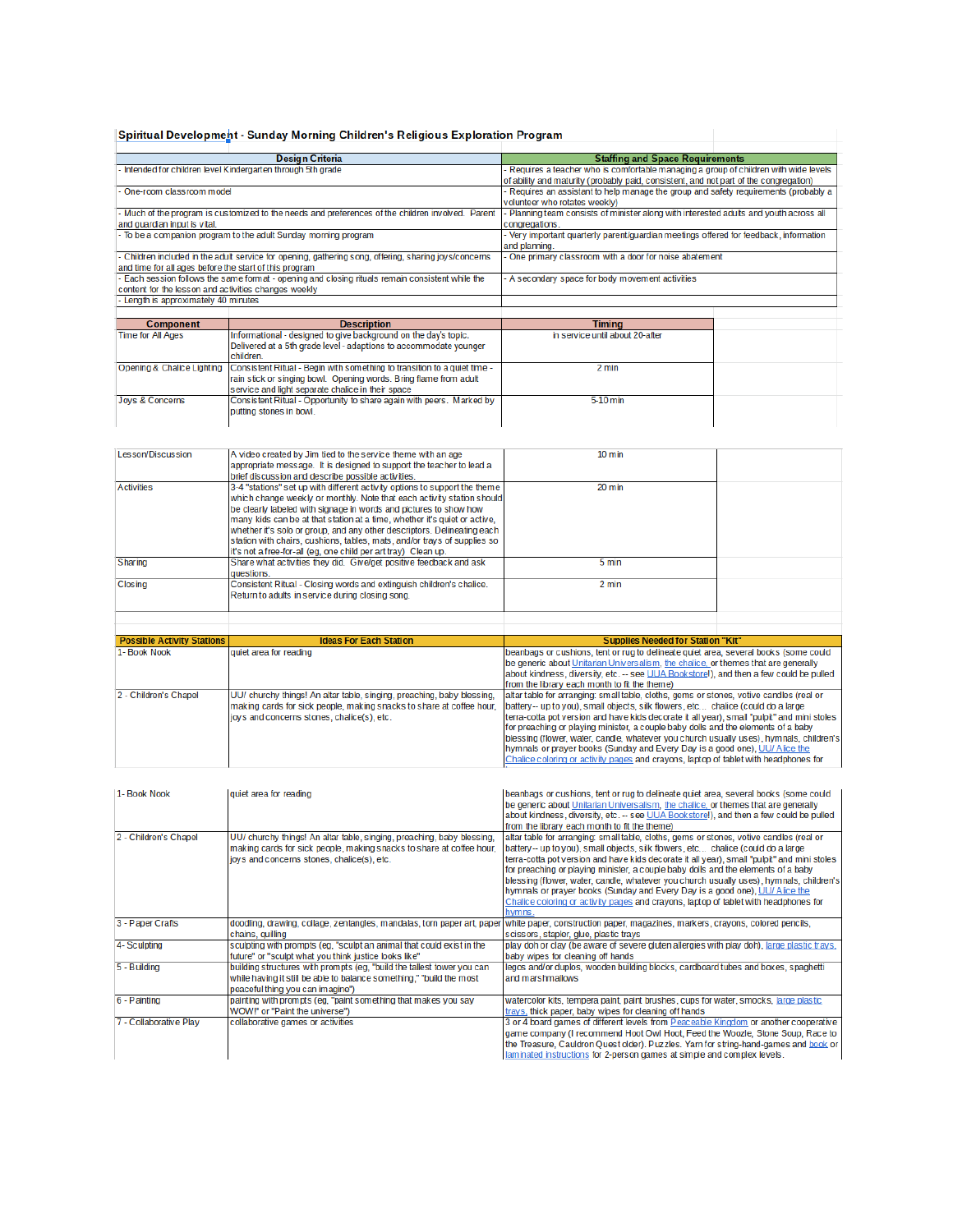## Spiritual Development - Sunday Morning Children's Religious Exploration Program

| Design Criteria | Staffing and Space Requirements |
|---|---|
| - Intended for children level Kindergarten through 5th grade | - Requires a teacher who is comfortable managing a group of children with wide levels of ability and maturity (probably paid, consistent, and not part of the congregation) |
| - One-room classroom model | - Requires an assistant to help manage the group and safety requirements (probably a volunteer who rotates weekly) |
| - Much of the program is customized to the needs and preferences of the children involved. Parent and guardian input is vital. | - Planning team consists of minister along with interested adults and youth across all congregations. |
| - To be a companion program to the adult Sunday morning program | - Very important quarterly parent/guardian meetings offered for feedback, information and planning. |
| - Children included in the adult service for opening, gathering song, offering, sharing joys/concerns and time for all ages before the start of this program | - One primary classroom with a door for noise abatement |
| - Each session follows the same format - opening and closing rituals remain consistent while the content for the lesson and activities changes weekly | - A secondary space for body movement activities |
| - Length is approximately 40 minutes | |

| Component | Description | Timing |
|---|---|---|
| Time for All Ages | Informational - designed to give background on the day's topic. Delivered at a 5th grade level - adaptions to accommodate younger children. | in service until about 20-after |
| Opening & Chalice Lighting | Consistent Ritual - Begin with something to transition to a quiet time - rain stick or singing bowl. Opening words. Bring flame from adult service and light separate chalice in their space | 2 min |
| Joys & Concerns | Consistent Ritual - Opportunity to share again with peers. Marked by putting stones in bowl. | 5-10 min |
| Lesson/Discussion | A video created by Jim tied to the service theme with an age appropriate message. It is designed to support the teacher to lead a brief discussion and describe possible activities. | 10 min |
| Activities | 3-4 "stations" set up with different activity options to support the theme which change weekly or monthly. Note that each activity station should be clearly labeled with signage in words and pictures to show how many kids can be at that station at a time, whether it's quiet or active, whether it's solo or group, and any other descriptors. Delineating each station with chairs, cushions, tables, mats, and/or trays of supplies so it's not a free-for-all (eg, one child per art tray). Clean up. | 20 min |
| Sharing | Share what activities they did. Give/get positive feedback and ask questions. | 5 min |
| Closing | Consistent Ritual - Closing words and extinguish children's chalice. Return to adults in service during closing song. | 2 min |

| Possible Activity Stations | Ideas For Each Station | Supplies Needed for Station "Kit" |
|---|---|---|
| 1- Book Nook | quiet area for reading | beanbags or cushions, tent or rug to delineate quiet area, several books (some could be generic about Unitarian Universalism, the chalice, or themes that are generally about kindness, diversity, etc. -- see UUA Bookstore!), and then a few could be pulled from the library each month to fit the theme) |
| 2 - Children's Chapel | UU/ churchy things! An altar table, singing, preaching, baby blessing, making cards for sick people, making snacks to share at coffee hour, joys and concerns stones, chalice(s), etc. | altar table for arranging: small table, cloths, gems or stones, votive candles (real or battery-- up to you), small objects, silk flowers, etc... chalice (could do a large terra-cotta pot version and have kids decorate it all year), small "pulpit" and mini stoles for preaching or playing minister, a couple baby dolls and the elements of a baby blessing (flower, water, candle, whatever you church usually uses), hymnals, children's hymnals or prayer books (Sunday and Every Day is a good one), UU Alice the Chalice coloring or activity pages and crayons, laptop of tablet with headphones for hymns. |
| 3 - Paper Crafts | doodling, drawing, collage, zentangles, mandalas, torn paper art, paper chains, quilling | white paper, construction paper, magazines, markers, crayons, colored pencils, scissors, stapler, glue, plastic trays |
| 4- Sculpting | sculpting with prompts (eg, "sculpt an animal that could exist in the future" or "sculpt what you think justice looks like" | play doh or clay (be aware of severe gluten allergies with play doh), large plastic trays, baby wipes for cleaning off hands |
| 5 - Building | building structures with prompts (eg, "build the tallest tower you can while having it still be able to balance something," "build the most peaceful thing you can imagine") | legos and/or duplos, wooden building blocks, cardboard tubes and boxes, spaghetti and marshmallows |
| 6 - Painting | painting with prompts (eg, "paint something that makes you say WOW!" or "Paint the universe") | watercolor kits, tempera paint, paint brushes, cups for water, smocks, large plastic trays, thick paper, baby wipes for cleaning off hands |
| 7 - Collaborative Play | collaborative games or activities | 3 or 4 board games of different levels from Peaceable Kingdom or another cooperative game company (I recommend Hoot Owl Hoot, Feed the Woozle, Stone Soup, Race to the Treasure, Cauldron Quest older). Puzzles. Yarn for string-hand-games and book or laminated instructions for 2-person games at simple and complex levels. |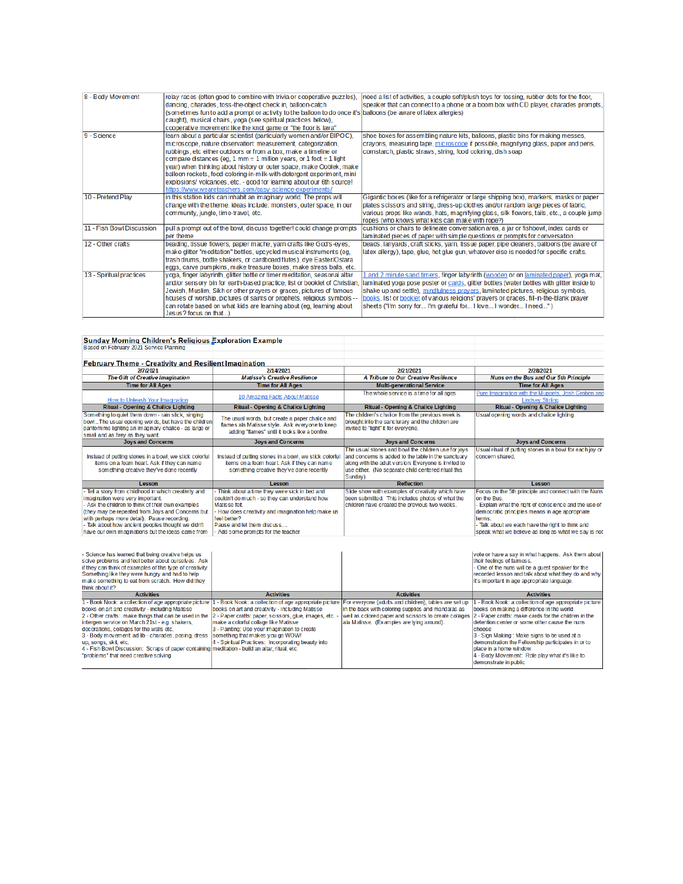| | | |
|---|---|---|
| 8 - Body Movement | relay races (often good to combine with trivia or cooperative puzzles), dancing, charades, toss-the-object check in, balloon-catch (sometimes fun to add a prompt or activity to the balloon to do once it's caught), musical chairs, yoga (see spiritual practices below), cooperative movement like the knot game or "the floor is lava" | need a list of activities, a couple soft/plush toys for tossing, rubber dots for the floor, speaker that can connect to a phone or a boom box with CD player, charades prompts, balloons (be aware of latex allergies) |
| 9 - Science | learn about a particular scientist (particularly women and/or BIPOC), microscope, nature observation: measurement, categorization, rubbings, etc either outdoors or from a box, make a timeline or compare distances (eg, 1 mm = 1 million years, or 1 foot = 1 light year) when thinking about history or outer space, make Ooblek, make balloon rockets, food-coloring-in-milk-with-detergent experiment, mini explosions/ volcanoes, etc. - good for learning about our 6th source! https://www.weareteachers.com/easy-science-experiments/ | shoe boxes for assembling nature kits, balloons, plastic bins for making messes, crayons, measuring tape, microscope if possible, magnifying glass, paper and pens, cornstarch, plastic straws, string, food coloring, dish soap |
| 10 - Pretend Play | in this station kids can inhabit an imaginary world. The props will change with the theme. Ideas include: monsters, outer space, in our community, jungle, time-travel, etc. | Gigantic boxes (like for a refrigerator or large shipping box), markers, masks or paper plates scissors and string, dress-up clothes and/or random large pieces of fabric, various props like wands, hats, magnifying glass, silk flowers, tails, etc., a couple jump ropes (who knows what kids can make with rope?) |
| 11 - Fish Bowl Discussion | pull a prompt out of the bowl, discuss together! could change prompts per theme | cushions or chairs to delineate conversation area, a jar or fishbowl, index cards or laminated pieces of paper with simple questions or prompts for conversation |
| 12 - Other crafts | beading, tissue flowers, papier mache, yarn crafts like God's-eyes, make glitter "meditation" bottles, upcycled musical instruments (eg, trash drums, bottle shakers, or cardboard flutes), dye Easter/Ostara eggs, carve pumpkins, make treasure boxes, make stress balls, etc. | beads, lanyards, craft sticks, yarn, tissue paper, pipe cleaners, balloons (be aware of latex allergy), tape, glue, hot glue gun, whatever else is needed for specific crafts. |
| 13 - Spiritual practices | yoga, finger labyrinth, glitter bottle or timer meditation, seasonal altar and/or sensory bin for earth-based practice, list or booklet of Christian, Jewish, Muslim, Sikh or other prayers or graces, pictures of famous houses of worship, pictures of saints or prophets, religious symbols -- can rotate based on what kids are learning about (eg, learning about Jesus? focus on that...) | 1 and 2 minute sand timers, finger labyrinth (wooden or on laminated paper), yoga mat, laminated yoga pose poster or cards, glitter bottles (water bottles with glitter inside to shake up and settle), mindfulness prayers, laminated pictures, religious symbols, books, list or booklet of various religions' prayers or graces, fill-in-the-blank prayer sheets ("I'm sorry for... I'm grateful for... I love... I wonder... I need...") |

**Sunday Morning Children's Religious Exploration Example**

Based on February 2021 Service Planning

**February Theme - Creativity and Resilient Imagination**

| 2/7/2021 | 2/14/2021 | 2/21/2021 | 2/28/2021 |
|---|---|---|---|
| ***The Gift of Creative Imagination*** | ***Matisse's Creative Resilience*** | ***A Tribute to Our Creative Resilience*** | ***Nuns on the Bus and Our 5th Principle*** |
| **Time for All Ages** | **Time for All Ages** | **Multi-generational Service** | **Time for All Ages** |
| How to Unleash Your Imagination | 10 Amazing Facts About Matisse | The whole service is a time for all ages | Pure Imagination with the Muppets, Josh Groben and Lindsey Stirling |
| **Ritual - Opening & Chalice Lighting** | **Ritual - Opening & Chalice Lighting** | **Ritual - Opening & Chalice Lighting** | **Ritual - Opening & Chalice Lighting** |
| Something to quiet them down - rain stick, singing bowl...The usual opening words, but have the children pantomime lighting an imaginary chalice - as large or small and as firey as they want | The usual words, but create a paper chalice and flames ala Matisse style. Ask everyone to keep adding "flames" until it looks like a bonfire. | The children's chalice from the previous week is brought into the sanctuary and the children are invited to "light" it for everyone. | Usual opening words and chalice lighting |
| **Joys and Concerns** | **Joys and Concerns** | **Joys and Concerns** | **Joys and Concerns** |
| Instead of putting stones in a bowl, we stick colorful items on a foam heart. Ask if they can name something creative they've done recently | Instead of putting stones in a bowl, we stick colorful items on a foam heart. Ask if they can name something creative they've done recently | The usual stones and bowl the children use for joys and concerns is added to the table in the sanctuary along with the adult version. Everyone is invited to use either. (No separate child centered ritual this Sunday) | Usual ritual of putting stones in a bowl for each joy or concern shared. |
| **Lesson** | **Lesson** | **Reflection** | **Lesson** |
| - Tell a story from childhood in which creativity and imagination were very important.<br>- Ask the children to think of their own examples (they may be repeated from Joys and Concerns but with perhaps more detail). Pause recording.<br>- Talk about how ancient peoples thought we didn't have our own imaginations but the ideas came from<br>- Science has learned that being creative helps us solve problems and feel better about ourselves. Ask if they can think of examples of this type of creativity. Something like they were hungry and had to help make something to eat from scratch. How did they think about it? | - Think about a time they were sick in bed and couldn't do much - so they can understand how Matisse felt.<br>- How does creativity and imagination help make us feel better?<br>Pause and let them discuss....<br>- Add some prompts for the teacher | Slide show with examples of creativity which have been submitted. This includes photos of what the children have created the previous two weeks. | Focus on the 5th principle and connect with the Nuns on the Bus.<br>- Explain what the right of conscience and the use of democratic principles means in age appropriate terms.<br>- Talk about we each have the right to think and speak what we believe as long as what we say is not vote or have a say in what happens. Ask them about their feelings of fairness.<br>- One of the nuns will be a guest speaker for the recorded lesson and talk about what they do and why it's important in age appropriate language. |
| **Activities** | **Activities** | **Activities** | **Activities** |
| 1 - Book Nook: a collection of age appropriate picture books on art and creativity - including Matisse<br>2 - Other crafts: make things that can be used in the intergen service on March 21st - e.g. shakers, decorations, collages for the walls etc.<br>3 - Body movement: ad lib - charades, posing, dress up, songs, skit, etc.<br>4 - Fish Bowl Discussion: Scraps of paper containing "problems" that need creative solving | 1 - Book Nook: a collection of age appropriate picture books on art and creativity - including Matisse<br>2 - Paper crafts: paper, scissors, glue, images, etc. - make a colorful collage like Matisse<br>3 - Painting: Use your imagination to create something that makes you go WOW!<br>4 - Spiritual Practices: Incorporating beauty into meditation - build an altar, ritual, etc. | For everyone (adults and children), tables are set up in the back with coloring supplies and mandalas as well as colored paper and scissors to create collages ala Matisse. (Examples are lying around). | 1 - Book Nook: a collection of age appropriate picture books on making a difference in the world<br>2 - Paper crafts: make cards for the children in the detention center or some other cause the nuns choose<br>3 - Sign Making: Make signs to be used at a demonstration the Fellowship participates in or to place in a home window<br>4 - Body Movement: Role play what it's like to demonstrate in public |